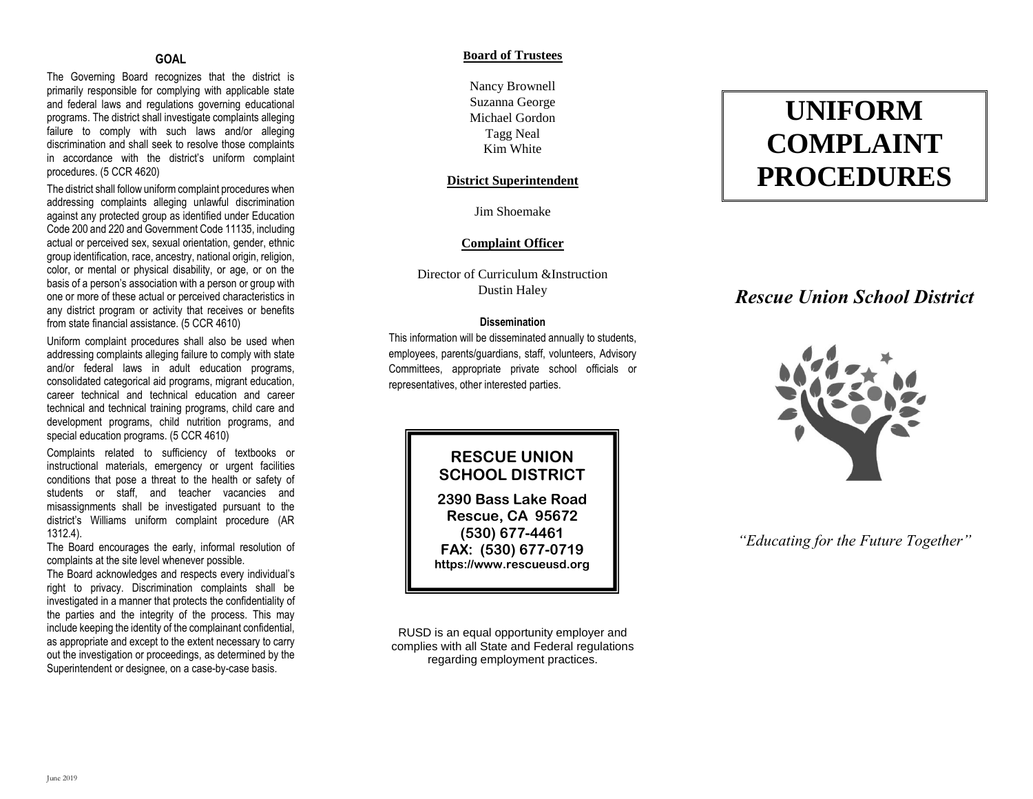## GOAL

The Governing Board recognizes that the district is primarily responsible for complying with applicable state and federal laws and regulations governing educational programs. The district shall investigate complaints alleging failure to comply with such laws and/or alleging discrimination and shall seek to resolve those complaints in accordance with the district's uniform complaint procedures. (5 CCR 4620)

The district shall follow uniform complaint procedures when addressing complaints alleging unlawful discrimination against any protected group as identified under Education Code 200 and 220 and Government Code 11135, including actual or perceived sex, sexual orientation, gender, ethnic group identification, race, ancestry, national origin, religion, color, or mental or physical disability, or age, or on the basis of a person's association with a person or group with one or more of these actual or perceived characteristics in any district program or activity that receives or benefits from state financial assistance. (5 CCR 4610)

Uniform complaint procedures shall also be used when addressing complaints alleging failure to comply with state and/or federal laws in adult education programs, consolidated categorical aid programs, migrant education, career technical and technical education and career technical and technical training programs, child care and development programs, child nutrition programs, and special education programs. (5 CCR 4610)

Complaints related to sufficiency of textbooks or instructional materials, emergency or urgent facilities conditions that pose a threat to the health or safety of students or staff, and teacher vacancies and misassignments shall be investigated pursuant to the district's Williams uniform complaint procedure (AR 1312.4).

The Board encourages the early, informal resolution of complaints at the site level whenever possible.

The Board acknowledges and respects every individual's right to privacy. Discrimination complaints shall be investigated in a manner that protects the confidentiality of the parties and the integrity of the process. This may include keeping the identity of the complainant confidential, as appropriate and except to the extent necessary to carry out the investigation or proceedings, as determined by the Superintendent or designee, on a case-by-case basis.

June 2019

## Board of Trustees

Nancy Brownell
Suzanna George
Michael Gordon
Tagg Neal
Kim White

## District Superintendent

Jim Shoemake

## Complaint Officer

Director of Curriculum &Instruction
Dustin Haley

### Dissemination

This information will be disseminated annually to students, employees, parents/guardians, staff, volunteers, Advisory Committees, appropriate private school officials or representatives, other interested parties.

**RESCUE UNION SCHOOL DISTRICT**

**2390 Bass Lake Road**
**Rescue, CA 95672**
**(530) 677-4461**
**FAX: (530) 677-0719**
**https://www.rescueusd.org**

RUSD is an equal opportunity employer and complies with all State and Federal regulations regarding employment practices.

# UNIFORM COMPLAINT PROCEDURES

## *Rescue Union School District*

*"Educating for the Future Together"*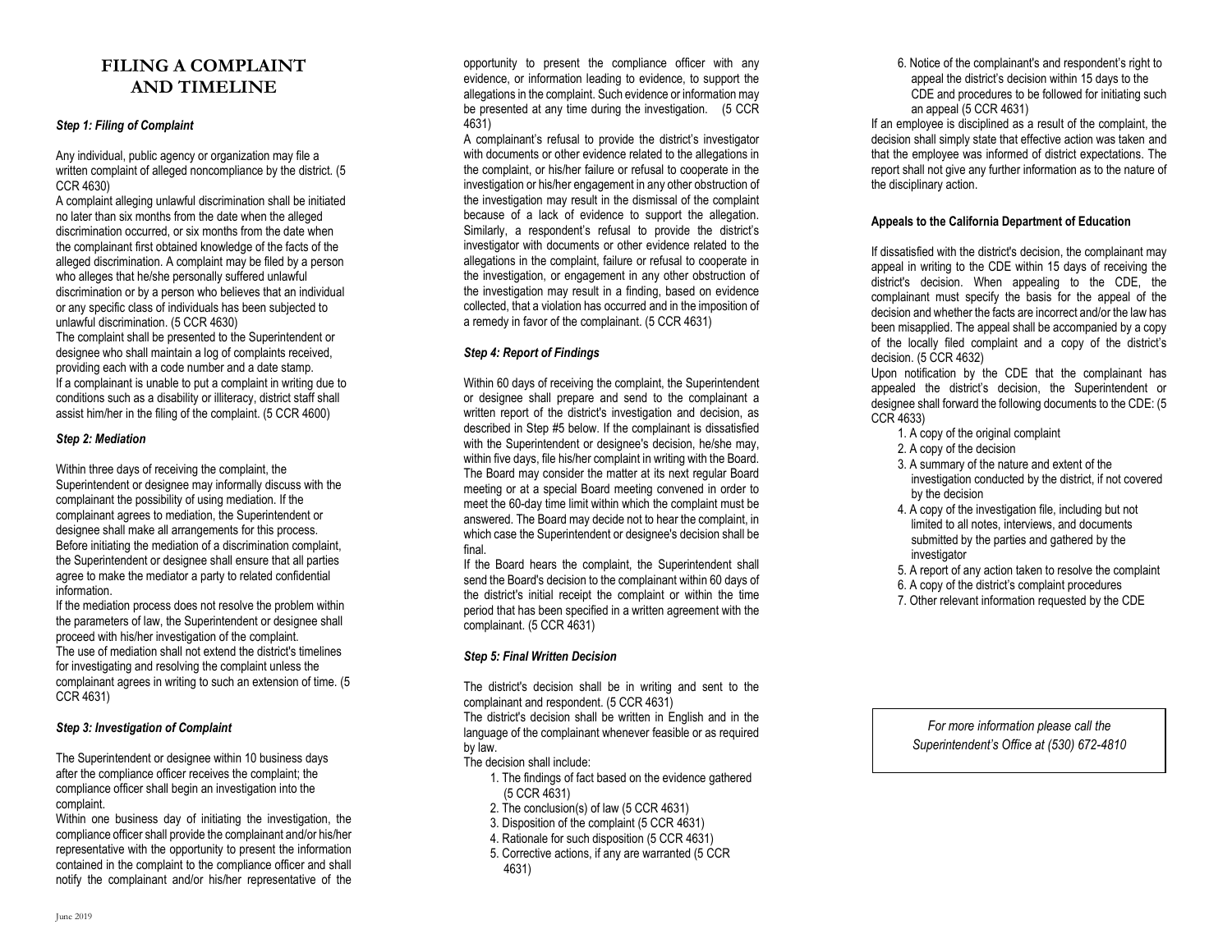# FILING A COMPLAINT AND TIMELINE

### *Step 1: Filing of Complaint*

Any individual, public agency or organization may file a written complaint of alleged noncompliance by the district. (5 CCR 4630)

A complaint alleging unlawful discrimination shall be initiated no later than six months from the date when the alleged discrimination occurred, or six months from the date when the complainant first obtained knowledge of the facts of the alleged discrimination. A complaint may be filed by a person who alleges that he/she personally suffered unlawful discrimination or by a person who believes that an individual or any specific class of individuals has been subjected to unlawful discrimination. (5 CCR 4630)

The complaint shall be presented to the Superintendent or designee who shall maintain a log of complaints received, providing each with a code number and a date stamp.

If a complainant is unable to put a complaint in writing due to conditions such as a disability or illiteracy, district staff shall assist him/her in the filing of the complaint. (5 CCR 4600)

### *Step 2: Mediation*

Within three days of receiving the complaint, the Superintendent or designee may informally discuss with the complainant the possibility of using mediation. If the complainant agrees to mediation, the Superintendent or designee shall make all arrangements for this process. Before initiating the mediation of a discrimination complaint, the Superintendent or designee shall ensure that all parties agree to make the mediator a party to related confidential information.

If the mediation process does not resolve the problem within the parameters of law, the Superintendent or designee shall proceed with his/her investigation of the complaint.

The use of mediation shall not extend the district's timelines for investigating and resolving the complaint unless the complainant agrees in writing to such an extension of time. (5 CCR 4631)

### *Step 3: Investigation of Complaint*

The Superintendent or designee within 10 business days after the compliance officer receives the complaint; the compliance officer shall begin an investigation into the complaint.

Within one business day of initiating the investigation, the compliance officer shall provide the complainant and/or his/her representative with the opportunity to present the information contained in the complaint to the compliance officer and shall notify the complainant and/or his/her representative of the opportunity to present the compliance officer with any evidence, or information leading to evidence, to support the allegations in the complaint. Such evidence or information may be presented at any time during the investigation. (5 CCR 4631)

A complainant's refusal to provide the district's investigator with documents or other evidence related to the allegations in the complaint, or his/her failure or refusal to cooperate in the investigation or his/her engagement in any other obstruction of the investigation may result in the dismissal of the complaint because of a lack of evidence to support the allegation. Similarly, a respondent's refusal to provide the district's investigator with documents or other evidence related to the allegations in the complaint, failure or refusal to cooperate in the investigation, or engagement in any other obstruction of the investigation may result in a finding, based on evidence collected, that a violation has occurred and in the imposition of a remedy in favor of the complainant. (5 CCR 4631)

### *Step 4: Report of Findings*

Within 60 days of receiving the complaint, the Superintendent or designee shall prepare and send to the complainant a written report of the district's investigation and decision, as described in Step #5 below. If the complainant is dissatisfied with the Superintendent or designee's decision, he/she may, within five days, file his/her complaint in writing with the Board. The Board may consider the matter at its next regular Board meeting or at a special Board meeting convened in order to meet the 60-day time limit within which the complaint must be answered. The Board may decide not to hear the complaint, in which case the Superintendent or designee's decision shall be final.

If the Board hears the complaint, the Superintendent shall send the Board's decision to the complainant within 60 days of the district's initial receipt the complaint or within the time period that has been specified in a written agreement with the complainant. (5 CCR 4631)

### *Step 5: Final Written Decision*

The district's decision shall be in writing and sent to the complainant and respondent. (5 CCR 4631)

The district's decision shall be written in English and in the language of the complainant whenever feasible or as required by law.

The decision shall include:

1. The findings of fact based on the evidence gathered (5 CCR 4631)
2. The conclusion(s) of law (5 CCR 4631)
3. Disposition of the complaint (5 CCR 4631)
4. Rationale for such disposition (5 CCR 4631)
5. Corrective actions, if any are warranted (5 CCR 4631)
6. Notice of the complainant's and respondent's right to appeal the district's decision within 15 days to the CDE and procedures to be followed for initiating such an appeal (5 CCR 4631)

If an employee is disciplined as a result of the complaint, the decision shall simply state that effective action was taken and that the employee was informed of district expectations. The report shall not give any further information as to the nature of the disciplinary action.

### Appeals to the California Department of Education

If dissatisfied with the district's decision, the complainant may appeal in writing to the CDE within 15 days of receiving the district's decision. When appealing to the CDE, the complainant must specify the basis for the appeal of the decision and whether the facts are incorrect and/or the law has been misapplied. The appeal shall be accompanied by a copy of the locally filed complaint and a copy of the district's decision. (5 CCR 4632)

Upon notification by the CDE that the complainant has appealed the district's decision, the Superintendent or designee shall forward the following documents to the CDE: (5 CCR 4633)

1. A copy of the original complaint
2. A copy of the decision
3. A summary of the nature and extent of the investigation conducted by the district, if not covered by the decision
4. A copy of the investigation file, including but not limited to all notes, interviews, and documents submitted by the parties and gathered by the investigator
5. A report of any action taken to resolve the complaint
6. A copy of the district's complaint procedures
7. Other relevant information requested by the CDE

*For more information please call the Superintendent's Office at (530) 672-4810*

June 2019